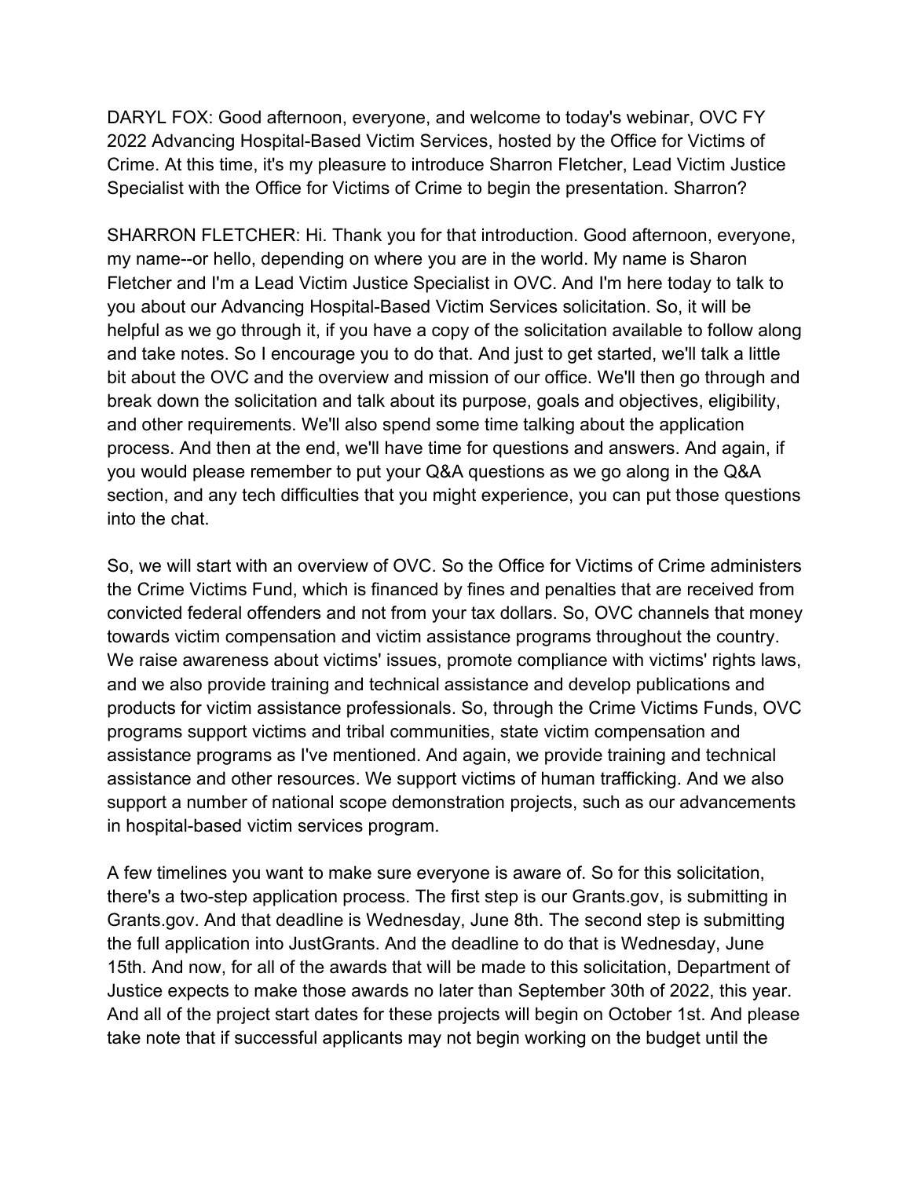DARYL FOX: Good afternoon, everyone, and welcome to today's webinar, OVC FY 2022 Advancing Hospital-Based Victim Services, hosted by the Office for Victims of Crime. At this time, it's my pleasure to introduce Sharron Fletcher, Lead Victim Justice Specialist with the Office for Victims of Crime to begin the presentation. Sharron?

SHARRON FLETCHER: Hi. Thank you for that introduction. Good afternoon, everyone, my name--or hello, depending on where you are in the world. My name is Sharon Fletcher and I'm a Lead Victim Justice Specialist in OVC. And I'm here today to talk to you about our Advancing Hospital-Based Victim Services solicitation. So, it will be helpful as we go through it, if you have a copy of the solicitation available to follow along and take notes. So I encourage you to do that. And just to get started, we'll talk a little bit about the OVC and the overview and mission of our office. We'll then go through and break down the solicitation and talk about its purpose, goals and objectives, eligibility, and other requirements. We'll also spend some time talking about the application process. And then at the end, we'll have time for questions and answers. And again, if you would please remember to put your Q&A questions as we go along in the Q&A section, and any tech difficulties that you might experience, you can put those questions into the chat.

So, we will start with an overview of OVC. So the Office for Victims of Crime administers the Crime Victims Fund, which is financed by fines and penalties that are received from convicted federal offenders and not from your tax dollars. So, OVC channels that money towards victim compensation and victim assistance programs throughout the country. We raise awareness about victims' issues, promote compliance with victims' rights laws, and we also provide training and technical assistance and develop publications and products for victim assistance professionals. So, through the Crime Victims Funds, OVC programs support victims and tribal communities, state victim compensation and assistance programs as I've mentioned. And again, we provide training and technical assistance and other resources. We support victims of human trafficking. And we also support a number of national scope demonstration projects, such as our advancements in hospital-based victim services program.

A few timelines you want to make sure everyone is aware of. So for this solicitation, there's a two-step application process. The first step is our Grants.gov, is submitting in Grants.gov. And that deadline is Wednesday, June 8th. The second step is submitting the full application into JustGrants. And the deadline to do that is Wednesday, June 15th. And now, for all of the awards that will be made to this solicitation, Department of Justice expects to make those awards no later than September 30th of 2022, this year. And all of the project start dates for these projects will begin on October 1st. And please take note that if successful applicants may not begin working on the budget until the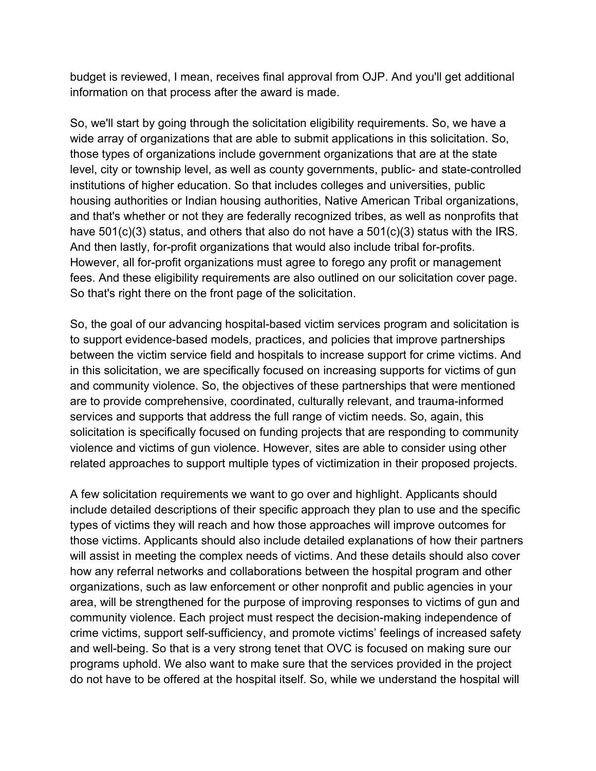budget is reviewed, I mean, receives final approval from OJP. And you'll get additional information on that process after the award is made.

So, we'll start by going through the solicitation eligibility requirements. So, we have a wide array of organizations that are able to submit applications in this solicitation. So, those types of organizations include government organizations that are at the state level, city or township level, as well as county governments, public- and state-controlled institutions of higher education. So that includes colleges and universities, public housing authorities or Indian housing authorities, Native American Tribal organizations, and that's whether or not they are federally recognized tribes, as well as nonprofits that have 501(c)(3) status, and others that also do not have a 501(c)(3) status with the IRS. And then lastly, for-profit organizations that would also include tribal for-profits. However, all for-profit organizations must agree to forego any profit or management fees. And these eligibility requirements are also outlined on our solicitation cover page. So that's right there on the front page of the solicitation.

So, the goal of our advancing hospital-based victim services program and solicitation is to support evidence-based models, practices, and policies that improve partnerships between the victim service field and hospitals to increase support for crime victims. And in this solicitation, we are specifically focused on increasing supports for victims of gun and community violence. So, the objectives of these partnerships that were mentioned are to provide comprehensive, coordinated, culturally relevant, and trauma-informed services and supports that address the full range of victim needs. So, again, this solicitation is specifically focused on funding projects that are responding to community violence and victims of gun violence. However, sites are able to consider using other related approaches to support multiple types of victimization in their proposed projects.

A few solicitation requirements we want to go over and highlight. Applicants should include detailed descriptions of their specific approach they plan to use and the specific types of victims they will reach and how those approaches will improve outcomes for those victims. Applicants should also include detailed explanations of how their partners will assist in meeting the complex needs of victims. And these details should also cover how any referral networks and collaborations between the hospital program and other organizations, such as law enforcement or other nonprofit and public agencies in your area, will be strengthened for the purpose of improving responses to victims of gun and community violence. Each project must respect the decision-making independence of crime victims, support self-sufficiency, and promote victims' feelings of increased safety and well-being. So that is a very strong tenet that OVC is focused on making sure our programs uphold. We also want to make sure that the services provided in the project do not have to be offered at the hospital itself. So, while we understand the hospital will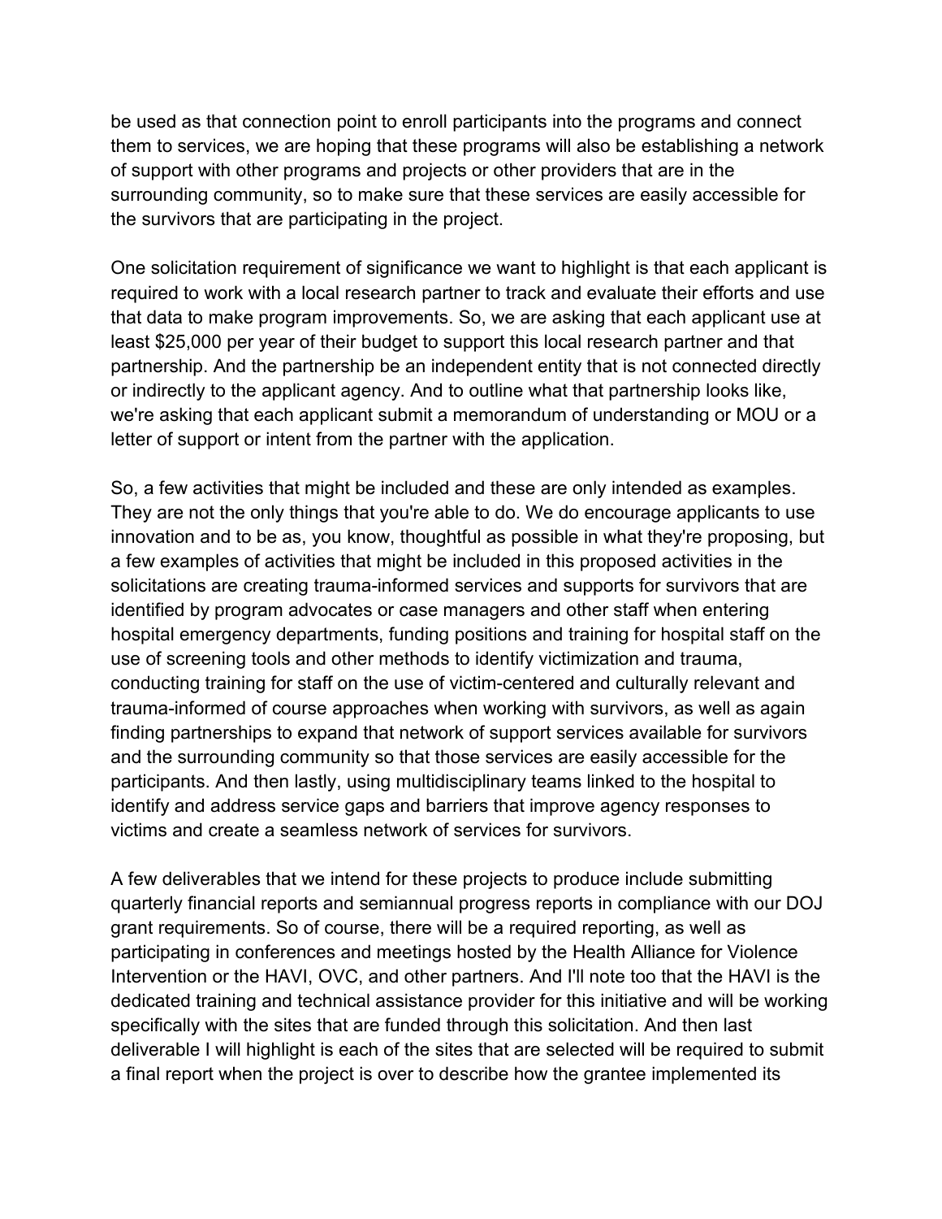be used as that connection point to enroll participants into the programs and connect them to services, we are hoping that these programs will also be establishing a network of support with other programs and projects or other providers that are in the surrounding community, so to make sure that these services are easily accessible for the survivors that are participating in the project.

One solicitation requirement of significance we want to highlight is that each applicant is required to work with a local research partner to track and evaluate their efforts and use that data to make program improvements. So, we are asking that each applicant use at least $25,000 per year of their budget to support this local research partner and that partnership. And the partnership be an independent entity that is not connected directly or indirectly to the applicant agency. And to outline what that partnership looks like, we're asking that each applicant submit a memorandum of understanding or MOU or a letter of support or intent from the partner with the application.

So, a few activities that might be included and these are only intended as examples. They are not the only things that you're able to do. We do encourage applicants to use innovation and to be as, you know, thoughtful as possible in what they're proposing, but a few examples of activities that might be included in this proposed activities in the solicitations are creating trauma-informed services and supports for survivors that are identified by program advocates or case managers and other staff when entering hospital emergency departments, funding positions and training for hospital staff on the use of screening tools and other methods to identify victimization and trauma, conducting training for staff on the use of victim-centered and culturally relevant and trauma-informed of course approaches when working with survivors, as well as again finding partnerships to expand that network of support services available for survivors and the surrounding community so that those services are easily accessible for the participants. And then lastly, using multidisciplinary teams linked to the hospital to identify and address service gaps and barriers that improve agency responses to victims and create a seamless network of services for survivors.

A few deliverables that we intend for these projects to produce include submitting quarterly financial reports and semiannual progress reports in compliance with our DOJ grant requirements. So of course, there will be a required reporting, as well as participating in conferences and meetings hosted by the Health Alliance for Violence Intervention or the HAVI, OVC, and other partners. And I'll note too that the HAVI is the dedicated training and technical assistance provider for this initiative and will be working specifically with the sites that are funded through this solicitation. And then last deliverable I will highlight is each of the sites that are selected will be required to submit a final report when the project is over to describe how the grantee implemented its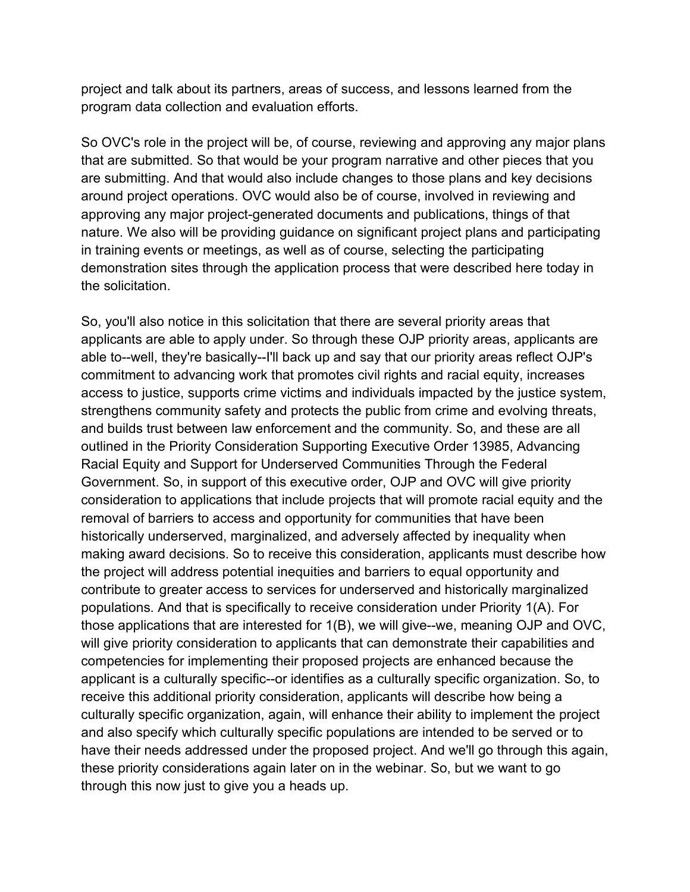project and talk about its partners, areas of success, and lessons learned from the program data collection and evaluation efforts.

So OVC's role in the project will be, of course, reviewing and approving any major plans that are submitted. So that would be your program narrative and other pieces that you are submitting. And that would also include changes to those plans and key decisions around project operations. OVC would also be of course, involved in reviewing and approving any major project-generated documents and publications, things of that nature. We also will be providing guidance on significant project plans and participating in training events or meetings, as well as of course, selecting the participating demonstration sites through the application process that were described here today in the solicitation.

So, you'll also notice in this solicitation that there are several priority areas that applicants are able to apply under. So through these OJP priority areas, applicants are able to--well, they're basically--I'll back up and say that our priority areas reflect OJP's commitment to advancing work that promotes civil rights and racial equity, increases access to justice, supports crime victims and individuals impacted by the justice system, strengthens community safety and protects the public from crime and evolving threats, and builds trust between law enforcement and the community. So, and these are all outlined in the Priority Consideration Supporting Executive Order 13985, Advancing Racial Equity and Support for Underserved Communities Through the Federal Government. So, in support of this executive order, OJP and OVC will give priority consideration to applications that include projects that will promote racial equity and the removal of barriers to access and opportunity for communities that have been historically underserved, marginalized, and adversely affected by inequality when making award decisions. So to receive this consideration, applicants must describe how the project will address potential inequities and barriers to equal opportunity and contribute to greater access to services for underserved and historically marginalized populations. And that is specifically to receive consideration under Priority 1(A). For those applications that are interested for 1(B), we will give--we, meaning OJP and OVC, will give priority consideration to applicants that can demonstrate their capabilities and competencies for implementing their proposed projects are enhanced because the applicant is a culturally specific--or identifies as a culturally specific organization. So, to receive this additional priority consideration, applicants will describe how being a culturally specific organization, again, will enhance their ability to implement the project and also specify which culturally specific populations are intended to be served or to have their needs addressed under the proposed project. And we'll go through this again, these priority considerations again later on in the webinar. So, but we want to go through this now just to give you a heads up.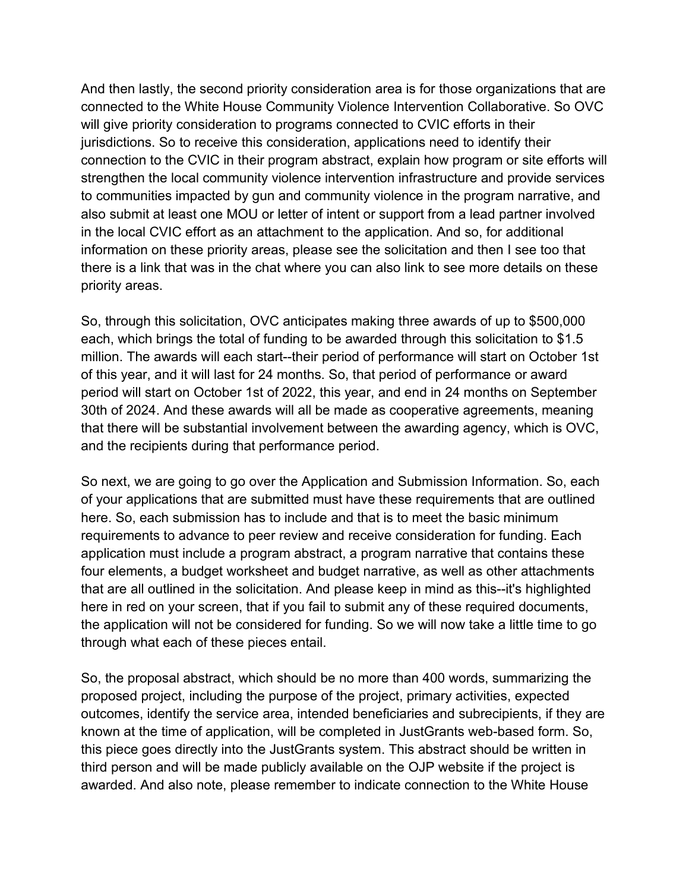And then lastly, the second priority consideration area is for those organizations that are connected to the White House Community Violence Intervention Collaborative. So OVC will give priority consideration to programs connected to CVIC efforts in their jurisdictions. So to receive this consideration, applications need to identify their connection to the CVIC in their program abstract, explain how program or site efforts will strengthen the local community violence intervention infrastructure and provide services to communities impacted by gun and community violence in the program narrative, and also submit at least one MOU or letter of intent or support from a lead partner involved in the local CVIC effort as an attachment to the application. And so, for additional information on these priority areas, please see the solicitation and then I see too that there is a link that was in the chat where you can also link to see more details on these priority areas.

So, through this solicitation, OVC anticipates making three awards of up to $500,000 each, which brings the total of funding to be awarded through this solicitation to $1.5 million. The awards will each start--their period of performance will start on October 1st of this year, and it will last for 24 months. So, that period of performance or award period will start on October 1st of 2022, this year, and end in 24 months on September 30th of 2024. And these awards will all be made as cooperative agreements, meaning that there will be substantial involvement between the awarding agency, which is OVC, and the recipients during that performance period.

So next, we are going to go over the Application and Submission Information. So, each of your applications that are submitted must have these requirements that are outlined here. So, each submission has to include and that is to meet the basic minimum requirements to advance to peer review and receive consideration for funding. Each application must include a program abstract, a program narrative that contains these four elements, a budget worksheet and budget narrative, as well as other attachments that are all outlined in the solicitation. And please keep in mind as this--it's highlighted here in red on your screen, that if you fail to submit any of these required documents, the application will not be considered for funding. So we will now take a little time to go through what each of these pieces entail.

So, the proposal abstract, which should be no more than 400 words, summarizing the proposed project, including the purpose of the project, primary activities, expected outcomes, identify the service area, intended beneficiaries and subrecipients, if they are known at the time of application, will be completed in JustGrants web-based form. So, this piece goes directly into the JustGrants system. This abstract should be written in third person and will be made publicly available on the OJP website if the project is awarded. And also note, please remember to indicate connection to the White House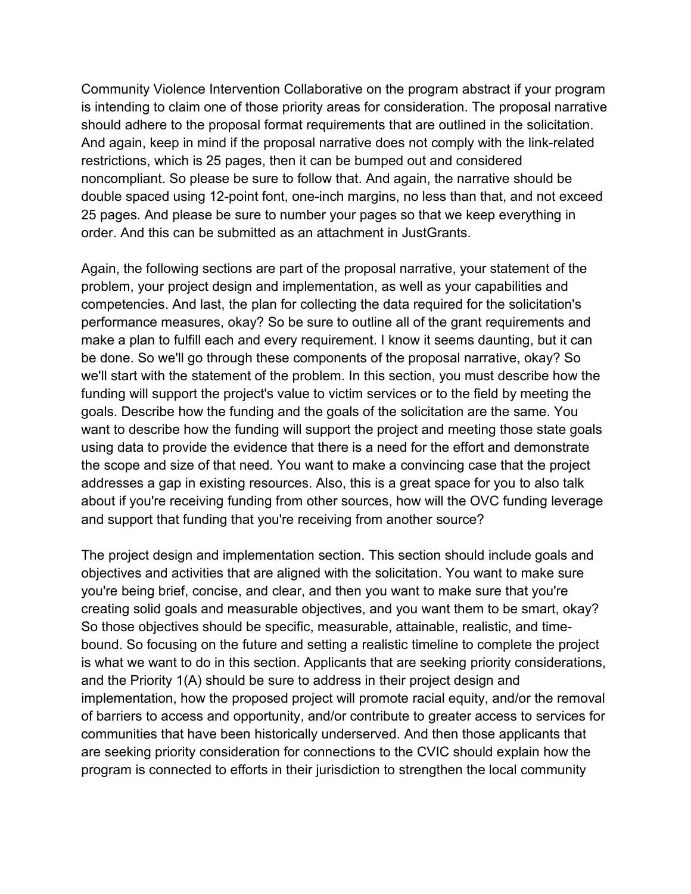Community Violence Intervention Collaborative on the program abstract if your program is intending to claim one of those priority areas for consideration. The proposal narrative should adhere to the proposal format requirements that are outlined in the solicitation. And again, keep in mind if the proposal narrative does not comply with the link-related restrictions, which is 25 pages, then it can be bumped out and considered noncompliant. So please be sure to follow that. And again, the narrative should be double spaced using 12-point font, one-inch margins, no less than that, and not exceed 25 pages. And please be sure to number your pages so that we keep everything in order. And this can be submitted as an attachment in JustGrants.

Again, the following sections are part of the proposal narrative, your statement of the problem, your project design and implementation, as well as your capabilities and competencies. And last, the plan for collecting the data required for the solicitation's performance measures, okay? So be sure to outline all of the grant requirements and make a plan to fulfill each and every requirement. I know it seems daunting, but it can be done. So we'll go through these components of the proposal narrative, okay? So we'll start with the statement of the problem. In this section, you must describe how the funding will support the project's value to victim services or to the field by meeting the goals. Describe how the funding and the goals of the solicitation are the same. You want to describe how the funding will support the project and meeting those state goals using data to provide the evidence that there is a need for the effort and demonstrate the scope and size of that need. You want to make a convincing case that the project addresses a gap in existing resources. Also, this is a great space for you to also talk about if you're receiving funding from other sources, how will the OVC funding leverage and support that funding that you're receiving from another source?

The project design and implementation section. This section should include goals and objectives and activities that are aligned with the solicitation. You want to make sure you're being brief, concise, and clear, and then you want to make sure that you're creating solid goals and measurable objectives, and you want them to be smart, okay? So those objectives should be specific, measurable, attainable, realistic, and time-bound. So focusing on the future and setting a realistic timeline to complete the project is what we want to do in this section. Applicants that are seeking priority considerations, and the Priority 1(A) should be sure to address in their project design and implementation, how the proposed project will promote racial equity, and/or the removal of barriers to access and opportunity, and/or contribute to greater access to services for communities that have been historically underserved. And then those applicants that are seeking priority consideration for connections to the CVIC should explain how the program is connected to efforts in their jurisdiction to strengthen the local community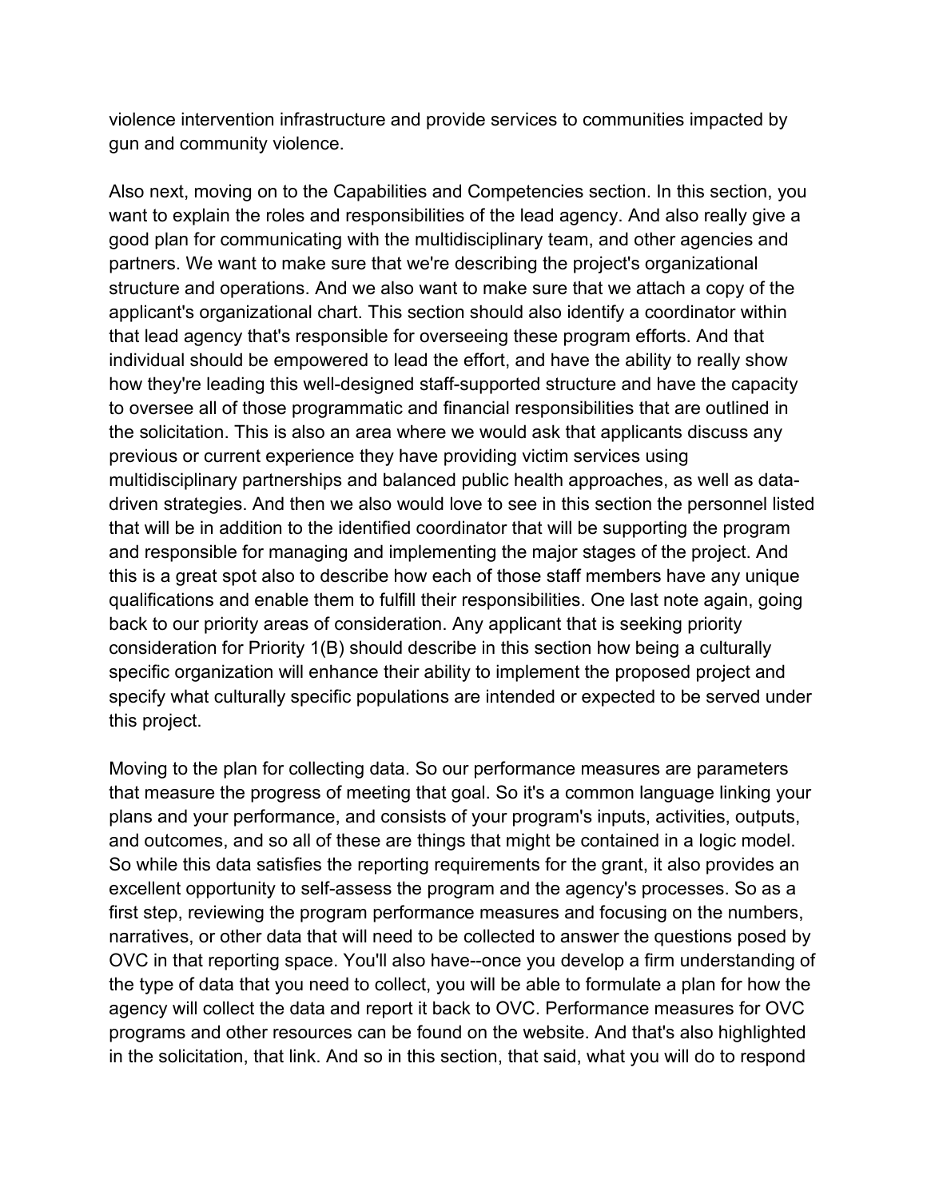violence intervention infrastructure and provide services to communities impacted by gun and community violence.

Also next, moving on to the Capabilities and Competencies section. In this section, you want to explain the roles and responsibilities of the lead agency. And also really give a good plan for communicating with the multidisciplinary team, and other agencies and partners. We want to make sure that we're describing the project's organizational structure and operations. And we also want to make sure that we attach a copy of the applicant's organizational chart. This section should also identify a coordinator within that lead agency that's responsible for overseeing these program efforts. And that individual should be empowered to lead the effort, and have the ability to really show how they're leading this well-designed staff-supported structure and have the capacity to oversee all of those programmatic and financial responsibilities that are outlined in the solicitation. This is also an area where we would ask that applicants discuss any previous or current experience they have providing victim services using multidisciplinary partnerships and balanced public health approaches, as well as data-driven strategies. And then we also would love to see in this section the personnel listed that will be in addition to the identified coordinator that will be supporting the program and responsible for managing and implementing the major stages of the project. And this is a great spot also to describe how each of those staff members have any unique qualifications and enable them to fulfill their responsibilities. One last note again, going back to our priority areas of consideration. Any applicant that is seeking priority consideration for Priority 1(B) should describe in this section how being a culturally specific organization will enhance their ability to implement the proposed project and specify what culturally specific populations are intended or expected to be served under this project.

Moving to the plan for collecting data. So our performance measures are parameters that measure the progress of meeting that goal. So it's a common language linking your plans and your performance, and consists of your program's inputs, activities, outputs, and outcomes, and so all of these are things that might be contained in a logic model. So while this data satisfies the reporting requirements for the grant, it also provides an excellent opportunity to self-assess the program and the agency's processes. So as a first step, reviewing the program performance measures and focusing on the numbers, narratives, or other data that will need to be collected to answer the questions posed by OVC in that reporting space. You'll also have--once you develop a firm understanding of the type of data that you need to collect, you will be able to formulate a plan for how the agency will collect the data and report it back to OVC. Performance measures for OVC programs and other resources can be found on the website. And that's also highlighted in the solicitation, that link. And so in this section, that said, what you will do to respond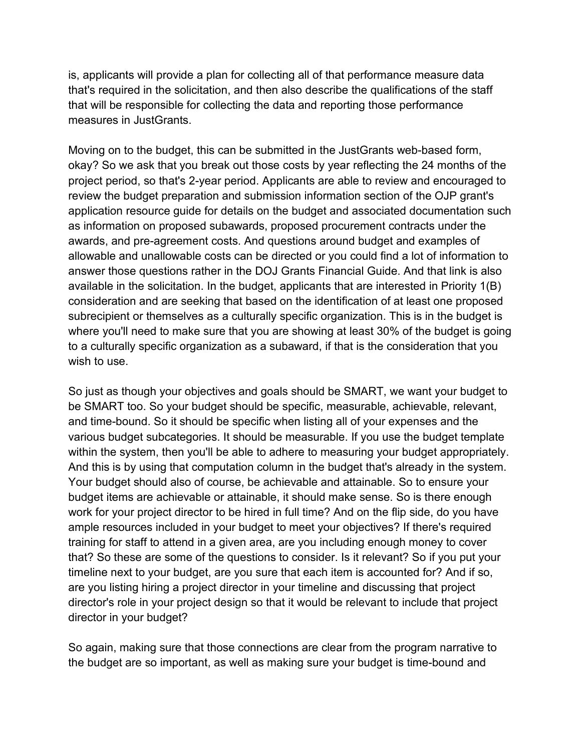is, applicants will provide a plan for collecting all of that performance measure data that's required in the solicitation, and then also describe the qualifications of the staff that will be responsible for collecting the data and reporting those performance measures in JustGrants.

Moving on to the budget, this can be submitted in the JustGrants web-based form, okay? So we ask that you break out those costs by year reflecting the 24 months of the project period, so that's 2-year period. Applicants are able to review and encouraged to review the budget preparation and submission information section of the OJP grant's application resource guide for details on the budget and associated documentation such as information on proposed subawards, proposed procurement contracts under the awards, and pre-agreement costs. And questions around budget and examples of allowable and unallowable costs can be directed or you could find a lot of information to answer those questions rather in the DOJ Grants Financial Guide. And that link is also available in the solicitation. In the budget, applicants that are interested in Priority 1(B) consideration and are seeking that based on the identification of at least one proposed subrecipient or themselves as a culturally specific organization. This is in the budget is where you'll need to make sure that you are showing at least 30% of the budget is going to a culturally specific organization as a subaward, if that is the consideration that you wish to use.

So just as though your objectives and goals should be SMART, we want your budget to be SMART too. So your budget should be specific, measurable, achievable, relevant, and time-bound. So it should be specific when listing all of your expenses and the various budget subcategories. It should be measurable. If you use the budget template within the system, then you'll be able to adhere to measuring your budget appropriately. And this is by using that computation column in the budget that's already in the system. Your budget should also of course, be achievable and attainable. So to ensure your budget items are achievable or attainable, it should make sense. So is there enough work for your project director to be hired in full time? And on the flip side, do you have ample resources included in your budget to meet your objectives? If there's required training for staff to attend in a given area, are you including enough money to cover that? So these are some of the questions to consider. Is it relevant? So if you put your timeline next to your budget, are you sure that each item is accounted for? And if so, are you listing hiring a project director in your timeline and discussing that project director's role in your project design so that it would be relevant to include that project director in your budget?

So again, making sure that those connections are clear from the program narrative to the budget are so important, as well as making sure your budget is time-bound and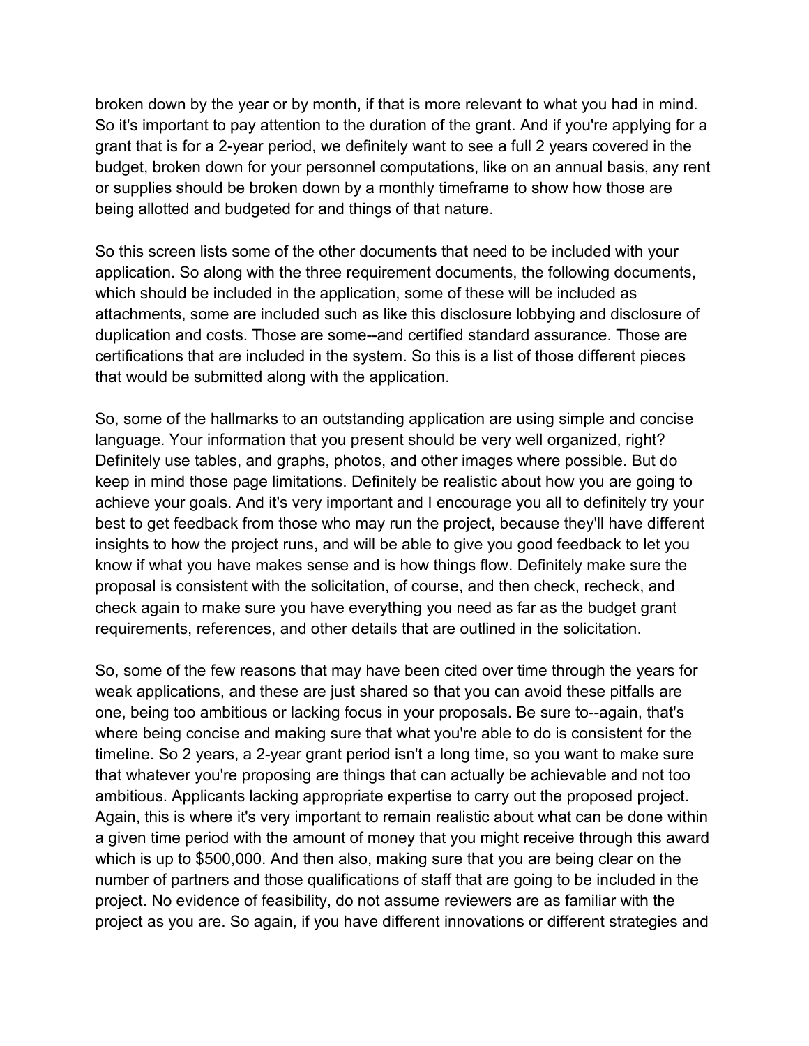broken down by the year or by month, if that is more relevant to what you had in mind. So it's important to pay attention to the duration of the grant. And if you're applying for a grant that is for a 2-year period, we definitely want to see a full 2 years covered in the budget, broken down for your personnel computations, like on an annual basis, any rent or supplies should be broken down by a monthly timeframe to show how those are being allotted and budgeted for and things of that nature.

So this screen lists some of the other documents that need to be included with your application. So along with the three requirement documents, the following documents, which should be included in the application, some of these will be included as attachments, some are included such as like this disclosure lobbying and disclosure of duplication and costs. Those are some--and certified standard assurance. Those are certifications that are included in the system. So this is a list of those different pieces that would be submitted along with the application.

So, some of the hallmarks to an outstanding application are using simple and concise language. Your information that you present should be very well organized, right? Definitely use tables, and graphs, photos, and other images where possible. But do keep in mind those page limitations. Definitely be realistic about how you are going to achieve your goals. And it's very important and I encourage you all to definitely try your best to get feedback from those who may run the project, because they'll have different insights to how the project runs, and will be able to give you good feedback to let you know if what you have makes sense and is how things flow. Definitely make sure the proposal is consistent with the solicitation, of course, and then check, recheck, and check again to make sure you have everything you need as far as the budget grant requirements, references, and other details that are outlined in the solicitation.

So, some of the few reasons that may have been cited over time through the years for weak applications, and these are just shared so that you can avoid these pitfalls are one, being too ambitious or lacking focus in your proposals. Be sure to--again, that's where being concise and making sure that what you're able to do is consistent for the timeline. So 2 years, a 2-year grant period isn't a long time, so you want to make sure that whatever you're proposing are things that can actually be achievable and not too ambitious. Applicants lacking appropriate expertise to carry out the proposed project. Again, this is where it's very important to remain realistic about what can be done within a given time period with the amount of money that you might receive through this award which is up to $500,000. And then also, making sure that you are being clear on the number of partners and those qualifications of staff that are going to be included in the project. No evidence of feasibility, do not assume reviewers are as familiar with the project as you are. So again, if you have different innovations or different strategies and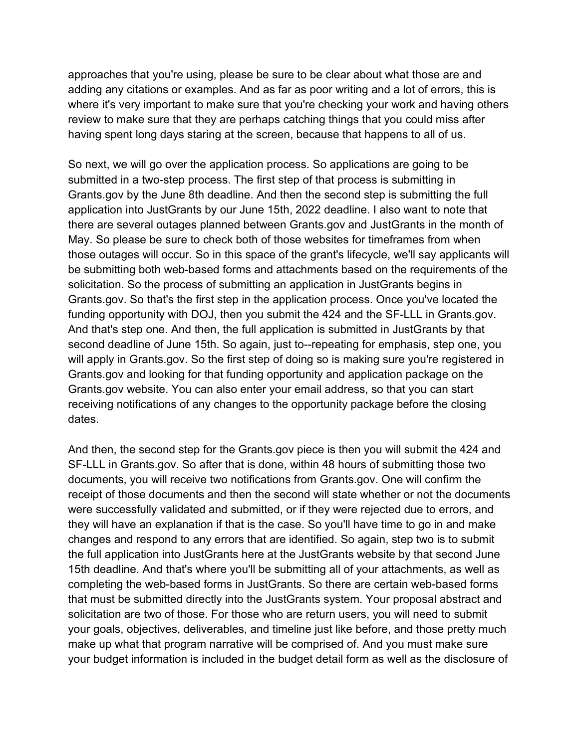approaches that you're using, please be sure to be clear about what those are and adding any citations or examples. And as far as poor writing and a lot of errors, this is where it's very important to make sure that you're checking your work and having others review to make sure that they are perhaps catching things that you could miss after having spent long days staring at the screen, because that happens to all of us.

So next, we will go over the application process. So applications are going to be submitted in a two-step process. The first step of that process is submitting in Grants.gov by the June 8th deadline. And then the second step is submitting the full application into JustGrants by our June 15th, 2022 deadline. I also want to note that there are several outages planned between Grants.gov and JustGrants in the month of May. So please be sure to check both of those websites for timeframes from when those outages will occur. So in this space of the grant's lifecycle, we'll say applicants will be submitting both web-based forms and attachments based on the requirements of the solicitation. So the process of submitting an application in JustGrants begins in Grants.gov. So that's the first step in the application process. Once you've located the funding opportunity with DOJ, then you submit the 424 and the SF-LLL in Grants.gov. And that's step one. And then, the full application is submitted in JustGrants by that second deadline of June 15th. So again, just to--repeating for emphasis, step one, you will apply in Grants.gov. So the first step of doing so is making sure you're registered in Grants.gov and looking for that funding opportunity and application package on the Grants.gov website. You can also enter your email address, so that you can start receiving notifications of any changes to the opportunity package before the closing dates.

And then, the second step for the Grants.gov piece is then you will submit the 424 and SF-LLL in Grants.gov. So after that is done, within 48 hours of submitting those two documents, you will receive two notifications from Grants.gov. One will confirm the receipt of those documents and then the second will state whether or not the documents were successfully validated and submitted, or if they were rejected due to errors, and they will have an explanation if that is the case. So you'll have time to go in and make changes and respond to any errors that are identified. So again, step two is to submit the full application into JustGrants here at the JustGrants website by that second June 15th deadline. And that's where you'll be submitting all of your attachments, as well as completing the web-based forms in JustGrants. So there are certain web-based forms that must be submitted directly into the JustGrants system. Your proposal abstract and solicitation are two of those. For those who are return users, you will need to submit your goals, objectives, deliverables, and timeline just like before, and those pretty much make up what that program narrative will be comprised of. And you must make sure your budget information is included in the budget detail form as well as the disclosure of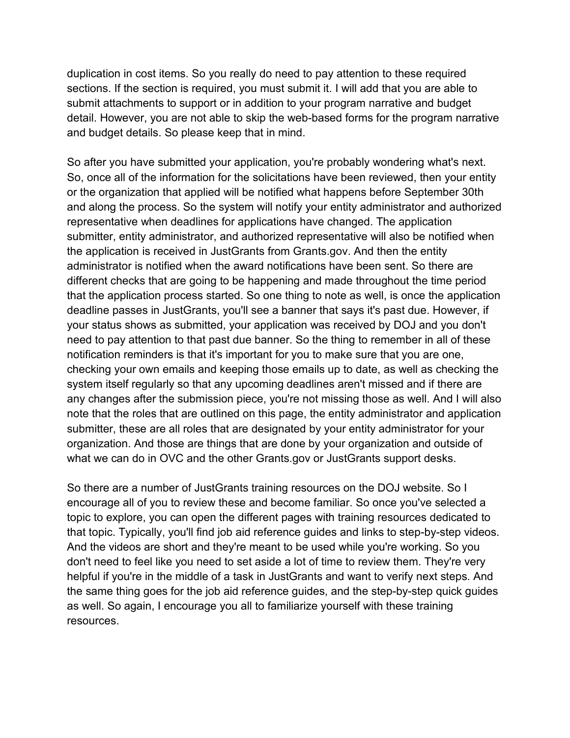duplication in cost items. So you really do need to pay attention to these required sections. If the section is required, you must submit it. I will add that you are able to submit attachments to support or in addition to your program narrative and budget detail. However, you are not able to skip the web-based forms for the program narrative and budget details. So please keep that in mind.

So after you have submitted your application, you're probably wondering what's next. So, once all of the information for the solicitations have been reviewed, then your entity or the organization that applied will be notified what happens before September 30th and along the process. So the system will notify your entity administrator and authorized representative when deadlines for applications have changed. The application submitter, entity administrator, and authorized representative will also be notified when the application is received in JustGrants from Grants.gov. And then the entity administrator is notified when the award notifications have been sent. So there are different checks that are going to be happening and made throughout the time period that the application process started. So one thing to note as well, is once the application deadline passes in JustGrants, you'll see a banner that says it's past due. However, if your status shows as submitted, your application was received by DOJ and you don't need to pay attention to that past due banner. So the thing to remember in all of these notification reminders is that it's important for you to make sure that you are one, checking your own emails and keeping those emails up to date, as well as checking the system itself regularly so that any upcoming deadlines aren't missed and if there are any changes after the submission piece, you're not missing those as well. And I will also note that the roles that are outlined on this page, the entity administrator and application submitter, these are all roles that are designated by your entity administrator for your organization. And those are things that are done by your organization and outside of what we can do in OVC and the other Grants.gov or JustGrants support desks.

So there are a number of JustGrants training resources on the DOJ website. So I encourage all of you to review these and become familiar. So once you've selected a topic to explore, you can open the different pages with training resources dedicated to that topic. Typically, you'll find job aid reference guides and links to step-by-step videos. And the videos are short and they're meant to be used while you're working. So you don't need to feel like you need to set aside a lot of time to review them. They're very helpful if you're in the middle of a task in JustGrants and want to verify next steps. And the same thing goes for the job aid reference guides, and the step-by-step quick guides as well. So again, I encourage you all to familiarize yourself with these training resources.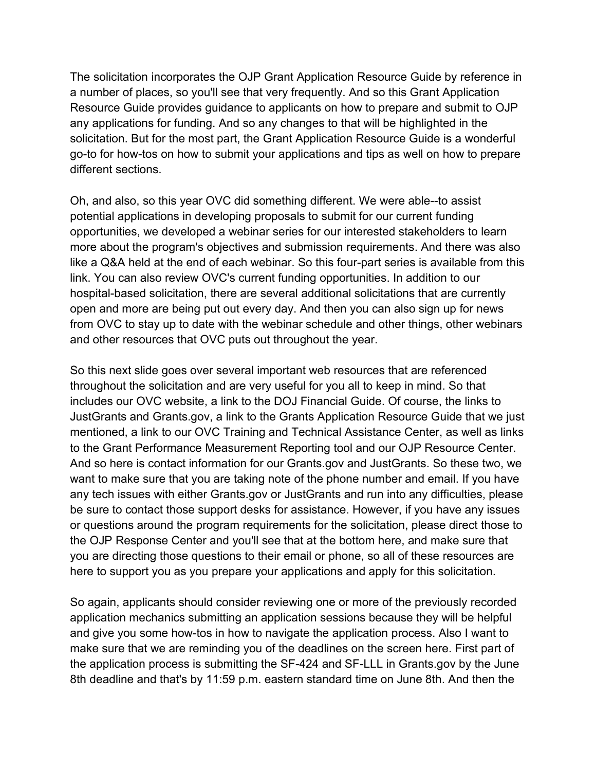The solicitation incorporates the OJP Grant Application Resource Guide by reference in a number of places, so you'll see that very frequently. And so this Grant Application Resource Guide provides guidance to applicants on how to prepare and submit to OJP any applications for funding. And so any changes to that will be highlighted in the solicitation. But for the most part, the Grant Application Resource Guide is a wonderful go-to for how-tos on how to submit your applications and tips as well on how to prepare different sections.

Oh, and also, so this year OVC did something different. We were able--to assist potential applications in developing proposals to submit for our current funding opportunities, we developed a webinar series for our interested stakeholders to learn more about the program's objectives and submission requirements. And there was also like a Q&A held at the end of each webinar. So this four-part series is available from this link. You can also review OVC's current funding opportunities. In addition to our hospital-based solicitation, there are several additional solicitations that are currently open and more are being put out every day. And then you can also sign up for news from OVC to stay up to date with the webinar schedule and other things, other webinars and other resources that OVC puts out throughout the year.

So this next slide goes over several important web resources that are referenced throughout the solicitation and are very useful for you all to keep in mind. So that includes our OVC website, a link to the DOJ Financial Guide. Of course, the links to JustGrants and Grants.gov, a link to the Grants Application Resource Guide that we just mentioned, a link to our OVC Training and Technical Assistance Center, as well as links to the Grant Performance Measurement Reporting tool and our OJP Resource Center. And so here is contact information for our Grants.gov and JustGrants. So these two, we want to make sure that you are taking note of the phone number and email. If you have any tech issues with either Grants.gov or JustGrants and run into any difficulties, please be sure to contact those support desks for assistance. However, if you have any issues or questions around the program requirements for the solicitation, please direct those to the OJP Response Center and you'll see that at the bottom here, and make sure that you are directing those questions to their email or phone, so all of these resources are here to support you as you prepare your applications and apply for this solicitation.

So again, applicants should consider reviewing one or more of the previously recorded application mechanics submitting an application sessions because they will be helpful and give you some how-tos in how to navigate the application process. Also I want to make sure that we are reminding you of the deadlines on the screen here. First part of the application process is submitting the SF-424 and SF-LLL in Grants.gov by the June 8th deadline and that's by 11:59 p.m. eastern standard time on June 8th. And then the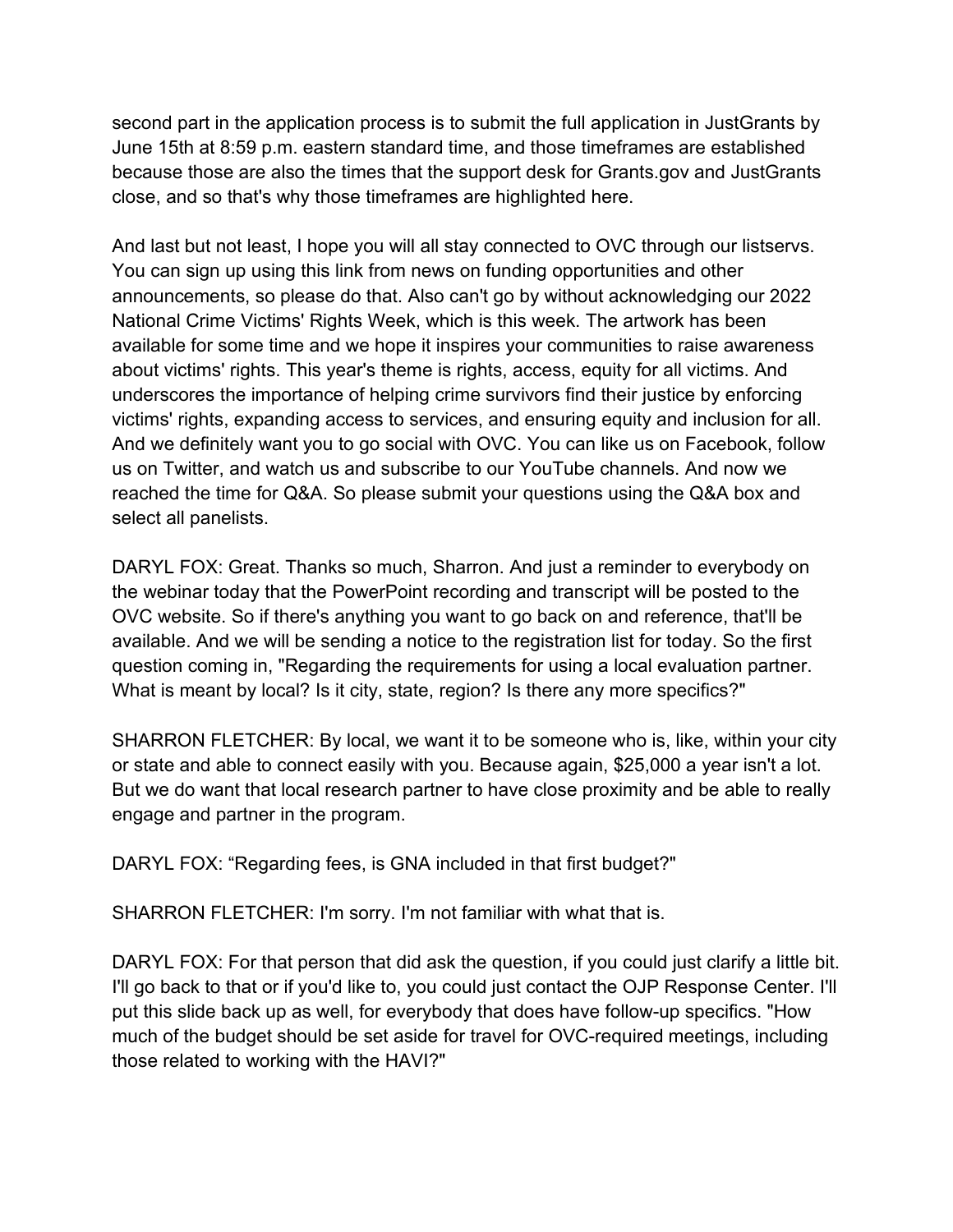second part in the application process is to submit the full application in JustGrants by June 15th at 8:59 p.m. eastern standard time, and those timeframes are established because those are also the times that the support desk for Grants.gov and JustGrants close, and so that's why those timeframes are highlighted here.

And last but not least, I hope you will all stay connected to OVC through our listservs. You can sign up using this link from news on funding opportunities and other announcements, so please do that. Also can't go by without acknowledging our 2022 National Crime Victims' Rights Week, which is this week. The artwork has been available for some time and we hope it inspires your communities to raise awareness about victims' rights. This year's theme is rights, access, equity for all victims. And underscores the importance of helping crime survivors find their justice by enforcing victims' rights, expanding access to services, and ensuring equity and inclusion for all. And we definitely want you to go social with OVC. You can like us on Facebook, follow us on Twitter, and watch us and subscribe to our YouTube channels. And now we reached the time for Q&A. So please submit your questions using the Q&A box and select all panelists.

DARYL FOX: Great. Thanks so much, Sharron. And just a reminder to everybody on the webinar today that the PowerPoint recording and transcript will be posted to the OVC website. So if there's anything you want to go back on and reference, that'll be available. And we will be sending a notice to the registration list for today. So the first question coming in, "Regarding the requirements for using a local evaluation partner. What is meant by local? Is it city, state, region? Is there any more specifics?"

SHARRON FLETCHER: By local, we want it to be someone who is, like, within your city or state and able to connect easily with you. Because again, $25,000 a year isn't a lot. But we do want that local research partner to have close proximity and be able to really engage and partner in the program.

DARYL FOX: "Regarding fees, is GNA included in that first budget?"

SHARRON FLETCHER: I'm sorry. I'm not familiar with what that is.

DARYL FOX: For that person that did ask the question, if you could just clarify a little bit. I'll go back to that or if you'd like to, you could just contact the OJP Response Center. I'll put this slide back up as well, for everybody that does have follow-up specifics. "How much of the budget should be set aside for travel for OVC-required meetings, including those related to working with the HAVI?"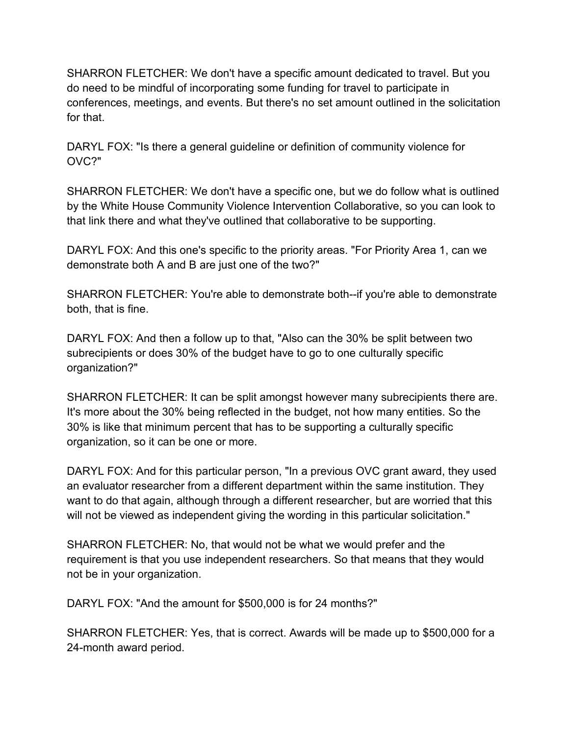SHARRON FLETCHER: We don't have a specific amount dedicated to travel. But you do need to be mindful of incorporating some funding for travel to participate in conferences, meetings, and events. But there's no set amount outlined in the solicitation for that.

DARYL FOX: "Is there a general guideline or definition of community violence for OVC?"

SHARRON FLETCHER: We don't have a specific one, but we do follow what is outlined by the White House Community Violence Intervention Collaborative, so you can look to that link there and what they've outlined that collaborative to be supporting.

DARYL FOX: And this one's specific to the priority areas. "For Priority Area 1, can we demonstrate both A and B are just one of the two?"

SHARRON FLETCHER: You're able to demonstrate both--if you're able to demonstrate both, that is fine.

DARYL FOX: And then a follow up to that, "Also can the 30% be split between two subrecipients or does 30% of the budget have to go to one culturally specific organization?"

SHARRON FLETCHER: It can be split amongst however many subrecipients there are. It's more about the 30% being reflected in the budget, not how many entities. So the 30% is like that minimum percent that has to be supporting a culturally specific organization, so it can be one or more.

DARYL FOX: And for this particular person, "In a previous OVC grant award, they used an evaluator researcher from a different department within the same institution. They want to do that again, although through a different researcher, but are worried that this will not be viewed as independent giving the wording in this particular solicitation."

SHARRON FLETCHER: No, that would not be what we would prefer and the requirement is that you use independent researchers. So that means that they would not be in your organization.

DARYL FOX: "And the amount for $500,000 is for 24 months?"

SHARRON FLETCHER: Yes, that is correct. Awards will be made up to $500,000 for a 24-month award period.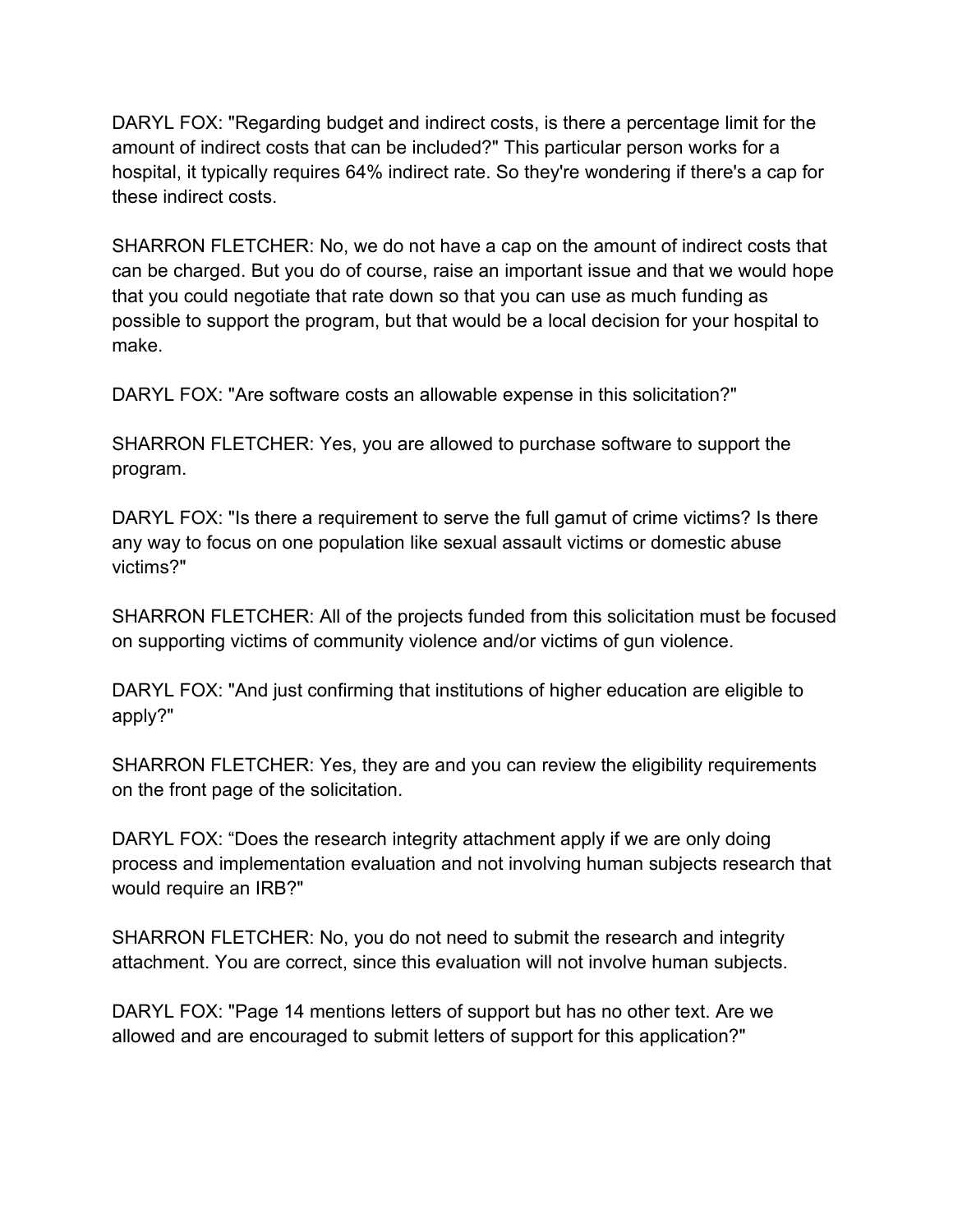DARYL FOX: "Regarding budget and indirect costs, is there a percentage limit for the amount of indirect costs that can be included?" This particular person works for a hospital, it typically requires 64% indirect rate. So they're wondering if there's a cap for these indirect costs.

SHARRON FLETCHER: No, we do not have a cap on the amount of indirect costs that can be charged. But you do of course, raise an important issue and that we would hope that you could negotiate that rate down so that you can use as much funding as possible to support the program, but that would be a local decision for your hospital to make.

DARYL FOX: "Are software costs an allowable expense in this solicitation?"

SHARRON FLETCHER: Yes, you are allowed to purchase software to support the program.

DARYL FOX: "Is there a requirement to serve the full gamut of crime victims? Is there any way to focus on one population like sexual assault victims or domestic abuse victims?"

SHARRON FLETCHER: All of the projects funded from this solicitation must be focused on supporting victims of community violence and/or victims of gun violence.

DARYL FOX: "And just confirming that institutions of higher education are eligible to apply?"

SHARRON FLETCHER: Yes, they are and you can review the eligibility requirements on the front page of the solicitation.

DARYL FOX: “Does the research integrity attachment apply if we are only doing process and implementation evaluation and not involving human subjects research that would require an IRB?"

SHARRON FLETCHER: No, you do not need to submit the research and integrity attachment. You are correct, since this evaluation will not involve human subjects.

DARYL FOX: "Page 14 mentions letters of support but has no other text. Are we allowed and are encouraged to submit letters of support for this application?"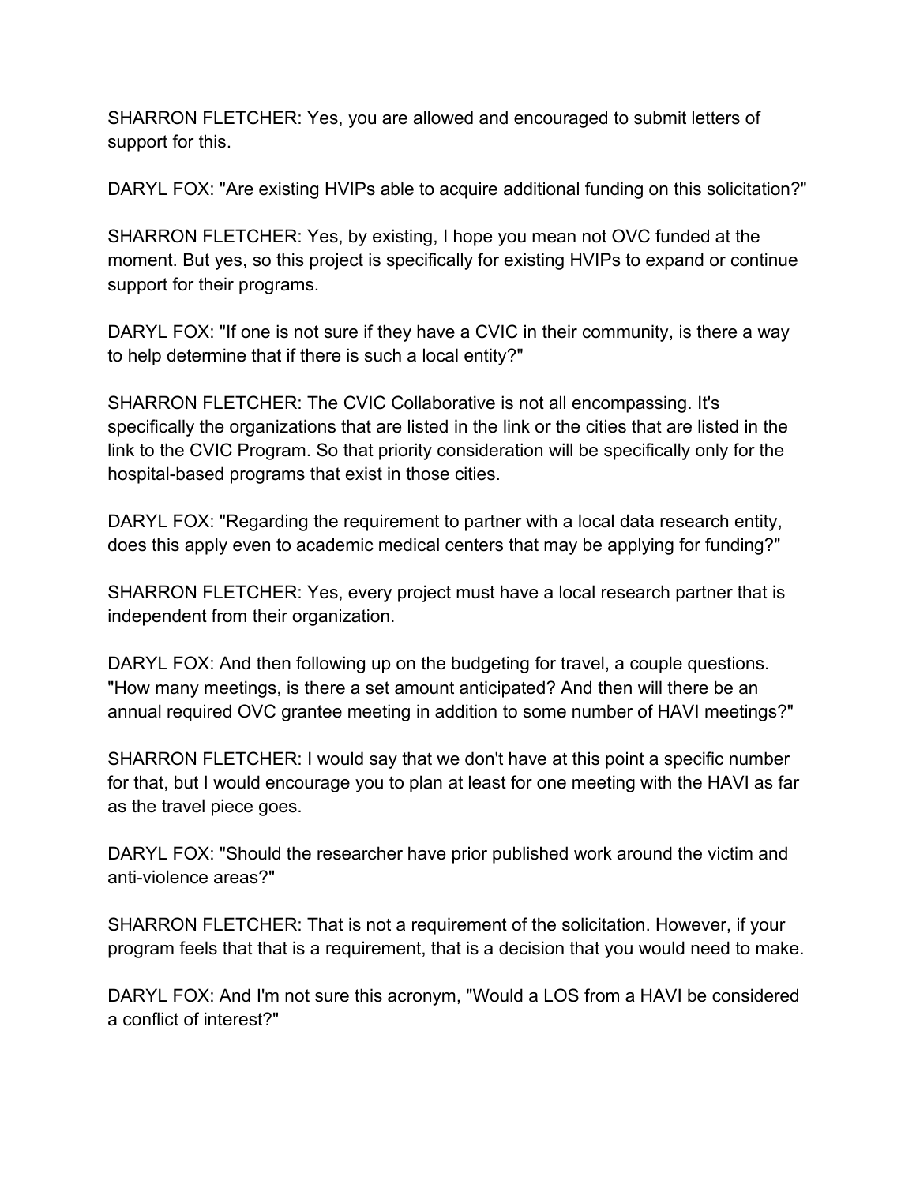SHARRON FLETCHER: Yes, you are allowed and encouraged to submit letters of support for this.

DARYL FOX: "Are existing HVIPs able to acquire additional funding on this solicitation?"

SHARRON FLETCHER: Yes, by existing, I hope you mean not OVC funded at the moment. But yes, so this project is specifically for existing HVIPs to expand or continue support for their programs.

DARYL FOX: "If one is not sure if they have a CVIC in their community, is there a way to help determine that if there is such a local entity?"

SHARRON FLETCHER: The CVIC Collaborative is not all encompassing. It's specifically the organizations that are listed in the link or the cities that are listed in the link to the CVIC Program. So that priority consideration will be specifically only for the hospital-based programs that exist in those cities.

DARYL FOX: "Regarding the requirement to partner with a local data research entity, does this apply even to academic medical centers that may be applying for funding?"

SHARRON FLETCHER: Yes, every project must have a local research partner that is independent from their organization.

DARYL FOX: And then following up on the budgeting for travel, a couple questions. "How many meetings, is there a set amount anticipated? And then will there be an annual required OVC grantee meeting in addition to some number of HAVI meetings?"

SHARRON FLETCHER: I would say that we don't have at this point a specific number for that, but I would encourage you to plan at least for one meeting with the HAVI as far as the travel piece goes.

DARYL FOX: "Should the researcher have prior published work around the victim and anti-violence areas?"

SHARRON FLETCHER: That is not a requirement of the solicitation. However, if your program feels that that is a requirement, that is a decision that you would need to make.

DARYL FOX: And I'm not sure this acronym, "Would a LOS from a HAVI be considered a conflict of interest?"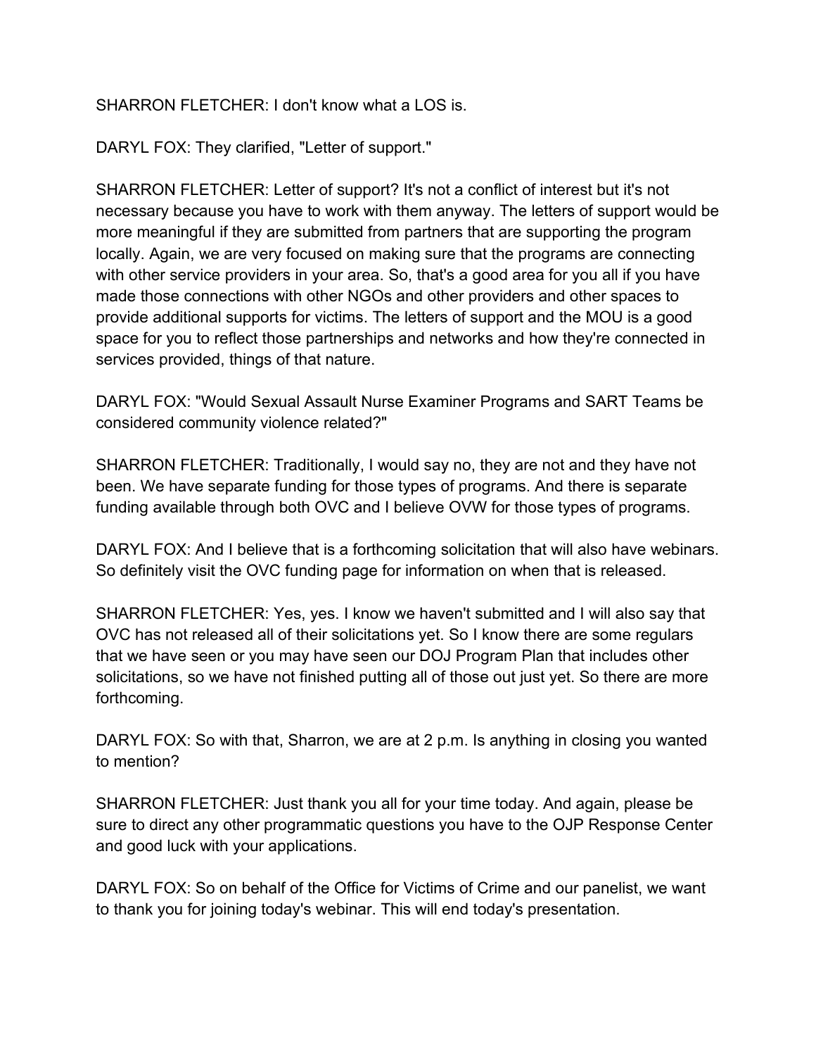SHARRON FLETCHER: I don't know what a LOS is.

DARYL FOX: They clarified, "Letter of support."

SHARRON FLETCHER: Letter of support? It's not a conflict of interest but it's not necessary because you have to work with them anyway. The letters of support would be more meaningful if they are submitted from partners that are supporting the program locally. Again, we are very focused on making sure that the programs are connecting with other service providers in your area. So, that's a good area for you all if you have made those connections with other NGOs and other providers and other spaces to provide additional supports for victims. The letters of support and the MOU is a good space for you to reflect those partnerships and networks and how they're connected in services provided, things of that nature.

DARYL FOX: "Would Sexual Assault Nurse Examiner Programs and SART Teams be considered community violence related?"

SHARRON FLETCHER: Traditionally, I would say no, they are not and they have not been. We have separate funding for those types of programs. And there is separate funding available through both OVC and I believe OVW for those types of programs.

DARYL FOX: And I believe that is a forthcoming solicitation that will also have webinars. So definitely visit the OVC funding page for information on when that is released.

SHARRON FLETCHER: Yes, yes. I know we haven't submitted and I will also say that OVC has not released all of their solicitations yet. So I know there are some regulars that we have seen or you may have seen our DOJ Program Plan that includes other solicitations, so we have not finished putting all of those out just yet. So there are more forthcoming.

DARYL FOX: So with that, Sharron, we are at 2 p.m. Is anything in closing you wanted to mention?

SHARRON FLETCHER: Just thank you all for your time today. And again, please be sure to direct any other programmatic questions you have to the OJP Response Center and good luck with your applications.

DARYL FOX: So on behalf of the Office for Victims of Crime and our panelist, we want to thank you for joining today's webinar. This will end today's presentation.